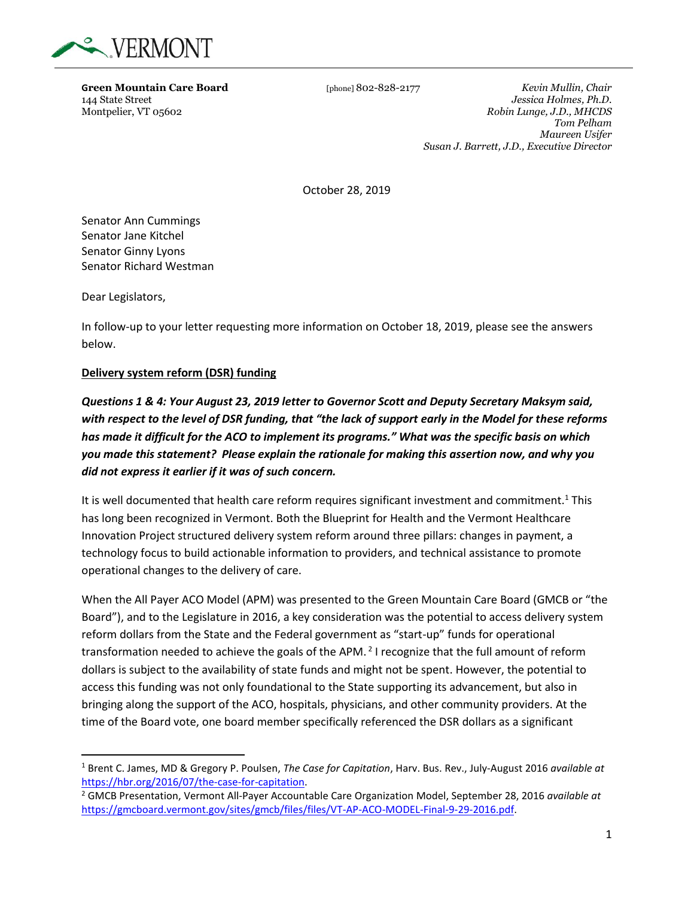VERMONT

**Green Mountain Care Board**
144 State Street
Montpelier, VT 05602

[phone] 802-828-2177

*Kevin Mullin, Chair*
*Jessica Holmes, Ph.D.*
*Robin Lunge, J.D., MHCDS*
*Tom Pelham*
*Maureen Usifer*
*Susan J. Barrett, J.D., Executive Director*

October 28, 2019

Senator Ann Cummings
Senator Jane Kitchel
Senator Ginny Lyons
Senator Richard Westman

Dear Legislators,

In follow-up to your letter requesting more information on October 18, 2019, please see the answers below.

**Delivery system reform (DSR) funding**

***Questions 1 & 4: Your August 23, 2019 letter to Governor Scott and Deputy Secretary Maksym said, with respect to the level of DSR funding, that "the lack of support early in the Model for these reforms has made it difficult for the ACO to implement its programs." What was the specific basis on which you made this statement? Please explain the rationale for making this assertion now, and why you did not express it earlier if it was of such concern.***

It is well documented that health care reform requires significant investment and commitment.[1] This has long been recognized in Vermont. Both the Blueprint for Health and the Vermont Healthcare Innovation Project structured delivery system reform around three pillars: changes in payment, a technology focus to build actionable information to providers, and technical assistance to promote operational changes to the delivery of care.

When the All Payer ACO Model (APM) was presented to the Green Mountain Care Board (GMCB or "the Board"), and to the Legislature in 2016, a key consideration was the potential to access delivery system reform dollars from the State and the Federal government as "start-up" funds for operational transformation needed to achieve the goals of the APM.[2] I recognize that the full amount of reform dollars is subject to the availability of state funds and might not be spent. However, the potential to access this funding was not only foundational to the State supporting its advancement, but also in bringing along the support of the ACO, hospitals, physicians, and other community providers. At the time of the Board vote, one board member specifically referenced the DSR dollars as a significant

---

[1] Brent C. James, MD & Gregory P. Poulsen, *The Case for Capitation*, Harv. Bus. Rev., July-August 2016 *available at* https://hbr.org/2016/07/the-case-for-capitation.

[2] GMCB Presentation, Vermont All-Payer Accountable Care Organization Model, September 28, 2016 *available at* https://gmcboard.vermont.gov/sites/gmcb/files/files/VT-AP-ACO-MODEL-Final-9-29-2016.pdf.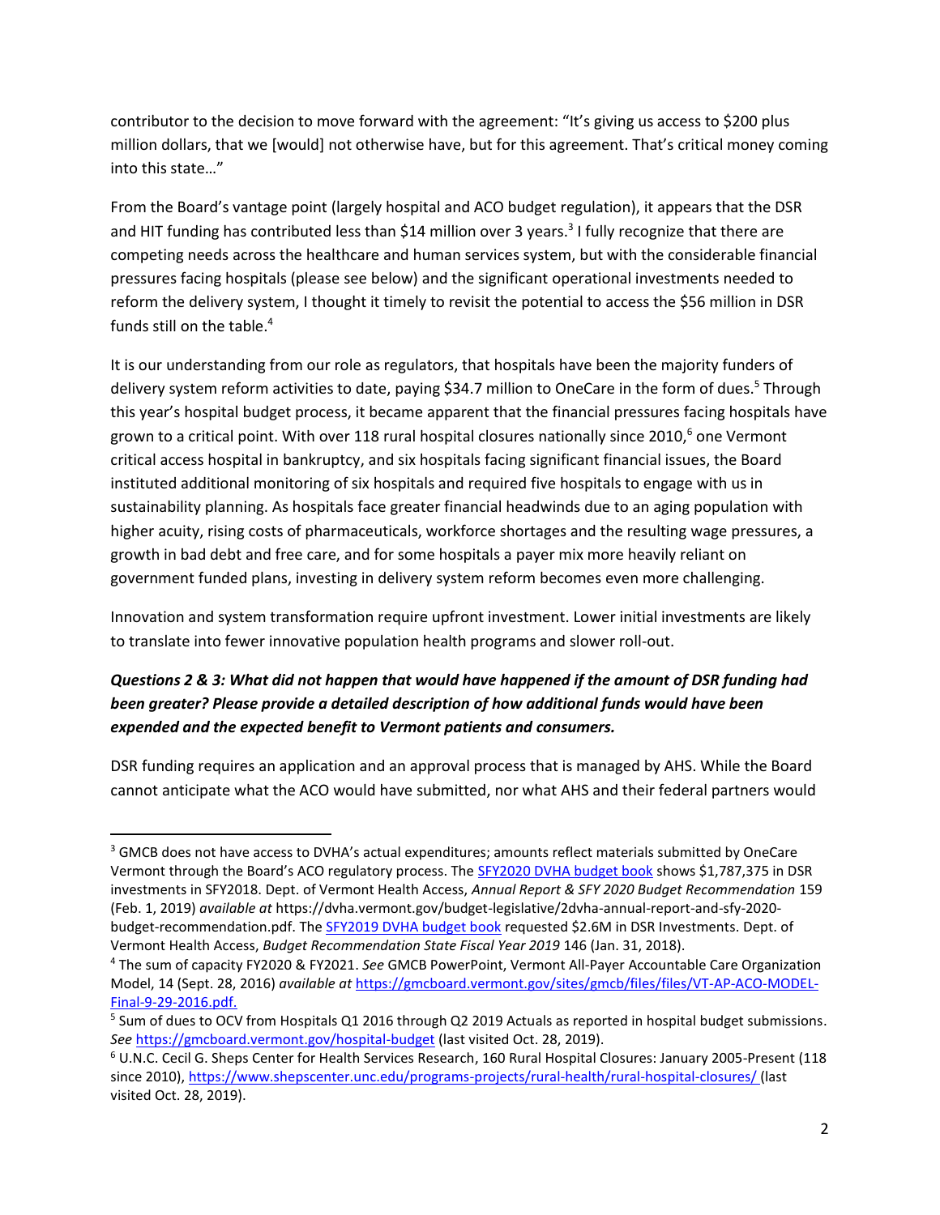contributor to the decision to move forward with the agreement: "It's giving us access to $200 plus million dollars, that we [would] not otherwise have, but for this agreement. That's critical money coming into this state…"

From the Board's vantage point (largely hospital and ACO budget regulation), it appears that the DSR and HIT funding has contributed less than $14 million over 3 years.[3] I fully recognize that there are competing needs across the healthcare and human services system, but with the considerable financial pressures facing hospitals (please see below) and the significant operational investments needed to reform the delivery system, I thought it timely to revisit the potential to access the $56 million in DSR funds still on the table.[4]

It is our understanding from our role as regulators, that hospitals have been the majority funders of delivery system reform activities to date, paying $34.7 million to OneCare in the form of dues.[5] Through this year's hospital budget process, it became apparent that the financial pressures facing hospitals have grown to a critical point. With over 118 rural hospital closures nationally since 2010,[6] one Vermont critical access hospital in bankruptcy, and six hospitals facing significant financial issues, the Board instituted additional monitoring of six hospitals and required five hospitals to engage with us in sustainability planning. As hospitals face greater financial headwinds due to an aging population with higher acuity, rising costs of pharmaceuticals, workforce shortages and the resulting wage pressures, a growth in bad debt and free care, and for some hospitals a payer mix more heavily reliant on government funded plans, investing in delivery system reform becomes even more challenging.

Innovation and system transformation require upfront investment. Lower initial investments are likely to translate into fewer innovative population health programs and slower roll-out.

***Questions 2 & 3: What did not happen that would have happened if the amount of DSR funding had been greater? Please provide a detailed description of how additional funds would have been expended and the expected benefit to Vermont patients and consumers.***

DSR funding requires an application and an approval process that is managed by AHS. While the Board cannot anticipate what the ACO would have submitted, nor what AHS and their federal partners would

---

[3] GMCB does not have access to DVHA's actual expenditures; amounts reflect materials submitted by OneCare Vermont through the Board's ACO regulatory process. The SFY2020 DVHA budget book shows $1,787,375 in DSR investments in SFY2018. Dept. of Vermont Health Access, *Annual Report & SFY 2020 Budget Recommendation* 159 (Feb. 1, 2019) *available at* https://dvha.vermont.gov/budget-legislative/2dvha-annual-report-and-sfy-2020-budget-recommendation.pdf. The SFY2019 DVHA budget book requested $2.6M in DSR Investments. Dept. of Vermont Health Access, *Budget Recommendation State Fiscal Year 2019* 146 (Jan. 31, 2018).

[4] The sum of capacity FY2020 & FY2021. *See* GMCB PowerPoint, Vermont All-Payer Accountable Care Organization Model, 14 (Sept. 28, 2016) *available at* https://gmcboard.vermont.gov/sites/gmcb/files/files/VT-AP-ACO-MODEL-Final-9-29-2016.pdf.

[5] Sum of dues to OCV from Hospitals Q1 2016 through Q2 2019 Actuals as reported in hospital budget submissions. *See* https://gmcboard.vermont.gov/hospital-budget (last visited Oct. 28, 2019).

[6] U.N.C. Cecil G. Sheps Center for Health Services Research, 160 Rural Hospital Closures: January 2005-Present (118 since 2010), https://www.shepscenter.unc.edu/programs-projects/rural-health/rural-hospital-closures/ (last visited Oct. 28, 2019).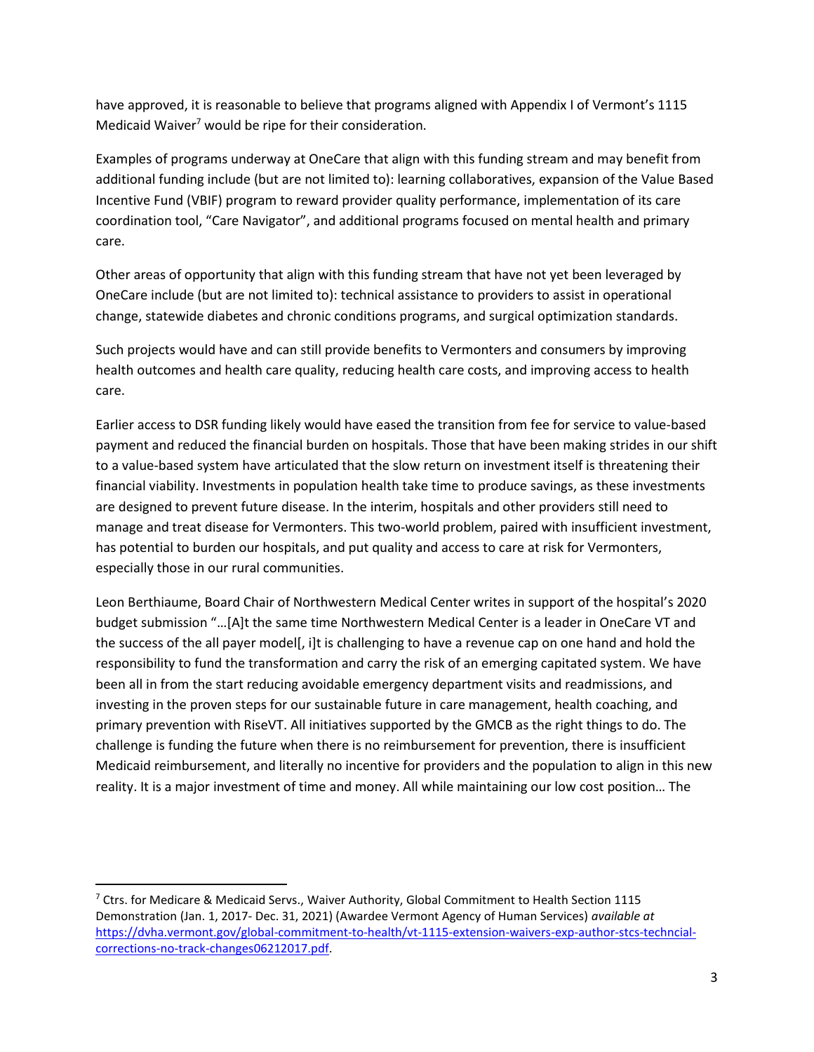have approved, it is reasonable to believe that programs aligned with Appendix I of Vermont's 1115 Medicaid Waiver[7] would be ripe for their consideration.

Examples of programs underway at OneCare that align with this funding stream and may benefit from additional funding include (but are not limited to): learning collaboratives, expansion of the Value Based Incentive Fund (VBIF) program to reward provider quality performance, implementation of its care coordination tool, "Care Navigator", and additional programs focused on mental health and primary care.

Other areas of opportunity that align with this funding stream that have not yet been leveraged by OneCare include (but are not limited to): technical assistance to providers to assist in operational change, statewide diabetes and chronic conditions programs, and surgical optimization standards.

Such projects would have and can still provide benefits to Vermonters and consumers by improving health outcomes and health care quality, reducing health care costs, and improving access to health care.

Earlier access to DSR funding likely would have eased the transition from fee for service to value-based payment and reduced the financial burden on hospitals. Those that have been making strides in our shift to a value-based system have articulated that the slow return on investment itself is threatening their financial viability. Investments in population health take time to produce savings, as these investments are designed to prevent future disease. In the interim, hospitals and other providers still need to manage and treat disease for Vermonters. This two-world problem, paired with insufficient investment, has potential to burden our hospitals, and put quality and access to care at risk for Vermonters, especially those in our rural communities.

Leon Berthiaume, Board Chair of Northwestern Medical Center writes in support of the hospital's 2020 budget submission "…[A]t the same time Northwestern Medical Center is a leader in OneCare VT and the success of the all payer model[, i]t is challenging to have a revenue cap on one hand and hold the responsibility to fund the transformation and carry the risk of an emerging capitated system. We have been all in from the start reducing avoidable emergency department visits and readmissions, and investing in the proven steps for our sustainable future in care management, health coaching, and primary prevention with RiseVT. All initiatives supported by the GMCB as the right things to do. The challenge is funding the future when there is no reimbursement for prevention, there is insufficient Medicaid reimbursement, and literally no incentive for providers and the population to align in this new reality. It is a major investment of time and money. All while maintaining our low cost position… The

---

[7] Ctrs. for Medicare & Medicaid Servs., Waiver Authority, Global Commitment to Health Section 1115 Demonstration (Jan. 1, 2017- Dec. 31, 2021) (Awardee Vermont Agency of Human Services) *available at* https://dvha.vermont.gov/global-commitment-to-health/vt-1115-extension-waivers-exp-author-stcs-techncial-corrections-no-track-changes06212017.pdf.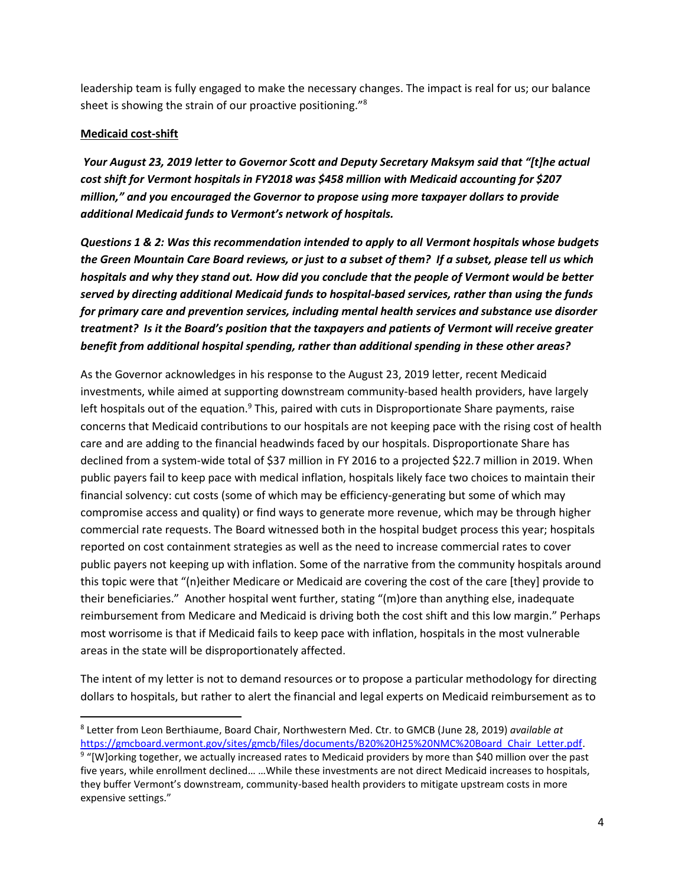leadership team is fully engaged to make the necessary changes. The impact is real for us; our balance sheet is showing the strain of our proactive positioning."[8]

**Medicaid cost-shift**

***Your August 23, 2019 letter to Governor Scott and Deputy Secretary Maksym said that "[t]he actual cost shift for Vermont hospitals in FY2018 was $458 million with Medicaid accounting for $207 million," and you encouraged the Governor to propose using more taxpayer dollars to provide additional Medicaid funds to Vermont's network of hospitals.***

***Questions 1 & 2: Was this recommendation intended to apply to all Vermont hospitals whose budgets the Green Mountain Care Board reviews, or just to a subset of them? If a subset, please tell us which hospitals and why they stand out. How did you conclude that the people of Vermont would be better served by directing additional Medicaid funds to hospital-based services, rather than using the funds for primary care and prevention services, including mental health services and substance use disorder treatment? Is it the Board's position that the taxpayers and patients of Vermont will receive greater benefit from additional hospital spending, rather than additional spending in these other areas?***

As the Governor acknowledges in his response to the August 23, 2019 letter, recent Medicaid investments, while aimed at supporting downstream community-based health providers, have largely left hospitals out of the equation.[9] This, paired with cuts in Disproportionate Share payments, raise concerns that Medicaid contributions to our hospitals are not keeping pace with the rising cost of health care and are adding to the financial headwinds faced by our hospitals. Disproportionate Share has declined from a system-wide total of $37 million in FY 2016 to a projected $22.7 million in 2019. When public payers fail to keep pace with medical inflation, hospitals likely face two choices to maintain their financial solvency: cut costs (some of which may be efficiency-generating but some of which may compromise access and quality) or find ways to generate more revenue, which may be through higher commercial rate requests. The Board witnessed both in the hospital budget process this year; hospitals reported on cost containment strategies as well as the need to increase commercial rates to cover public payers not keeping up with inflation. Some of the narrative from the community hospitals around this topic were that "(n)either Medicare or Medicaid are covering the cost of the care [they] provide to their beneficiaries." Another hospital went further, stating "(m)ore than anything else, inadequate reimbursement from Medicare and Medicaid is driving both the cost shift and this low margin." Perhaps most worrisome is that if Medicaid fails to keep pace with inflation, hospitals in the most vulnerable areas in the state will be disproportionately affected.

The intent of my letter is not to demand resources or to propose a particular methodology for directing dollars to hospitals, but rather to alert the financial and legal experts on Medicaid reimbursement as to

---

[8] Letter from Leon Berthiaume, Board Chair, Northwestern Med. Ctr. to GMCB (June 28, 2019) *available at* https://gmcboard.vermont.gov/sites/gmcb/files/documents/B20%20H25%20NMC%20Board_Chair_Letter.pdf.

[9] "[W]orking together, we actually increased rates to Medicaid providers by more than $40 million over the past five years, while enrollment declined… …While these investments are not direct Medicaid increases to hospitals, they buffer Vermont's downstream, community-based health providers to mitigate upstream costs in more expensive settings."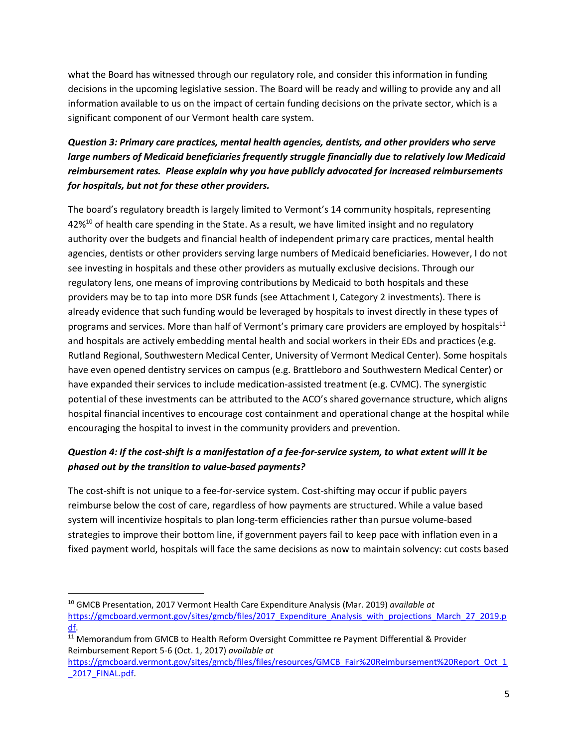what the Board has witnessed through our regulatory role, and consider this information in funding decisions in the upcoming legislative session. The Board will be ready and willing to provide any and all information available to us on the impact of certain funding decisions on the private sector, which is a significant component of our Vermont health care system.

***Question 3: Primary care practices, mental health agencies, dentists, and other providers who serve large numbers of Medicaid beneficiaries frequently struggle financially due to relatively low Medicaid reimbursement rates. Please explain why you have publicly advocated for increased reimbursements for hospitals, but not for these other providers.***

The board's regulatory breadth is largely limited to Vermont's 14 community hospitals, representing 42%[10] of health care spending in the State. As a result, we have limited insight and no regulatory authority over the budgets and financial health of independent primary care practices, mental health agencies, dentists or other providers serving large numbers of Medicaid beneficiaries. However, I do not see investing in hospitals and these other providers as mutually exclusive decisions. Through our regulatory lens, one means of improving contributions by Medicaid to both hospitals and these providers may be to tap into more DSR funds (see Attachment I, Category 2 investments). There is already evidence that such funding would be leveraged by hospitals to invest directly in these types of programs and services. More than half of Vermont's primary care providers are employed by hospitals[11] and hospitals are actively embedding mental health and social workers in their EDs and practices (e.g. Rutland Regional, Southwestern Medical Center, University of Vermont Medical Center). Some hospitals have even opened dentistry services on campus (e.g. Brattleboro and Southwestern Medical Center) or have expanded their services to include medication-assisted treatment (e.g. CVMC). The synergistic potential of these investments can be attributed to the ACO's shared governance structure, which aligns hospital financial incentives to encourage cost containment and operational change at the hospital while encouraging the hospital to invest in the community providers and prevention.

***Question 4: If the cost-shift is a manifestation of a fee-for-service system, to what extent will it be phased out by the transition to value-based payments?***

The cost-shift is not unique to a fee-for-service system. Cost-shifting may occur if public payers reimburse below the cost of care, regardless of how payments are structured. While a value based system will incentivize hospitals to plan long-term efficiencies rather than pursue volume-based strategies to improve their bottom line, if government payers fail to keep pace with inflation even in a fixed payment world, hospitals will face the same decisions as now to maintain solvency: cut costs based

---

[10] GMCB Presentation, 2017 Vermont Health Care Expenditure Analysis (Mar. 2019) *available at* https://gmcboard.vermont.gov/sites/gmcb/files/2017_Expenditure_Analysis_with_projections_March_27_2019.pdf.

[11] Memorandum from GMCB to Health Reform Oversight Committee re Payment Differential & Provider Reimbursement Report 5-6 (Oct. 1, 2017) *available at* https://gmcboard.vermont.gov/sites/gmcb/files/files/resources/GMCB_Fair%20Reimbursement%20Report_Oct_1_2017_FINAL.pdf.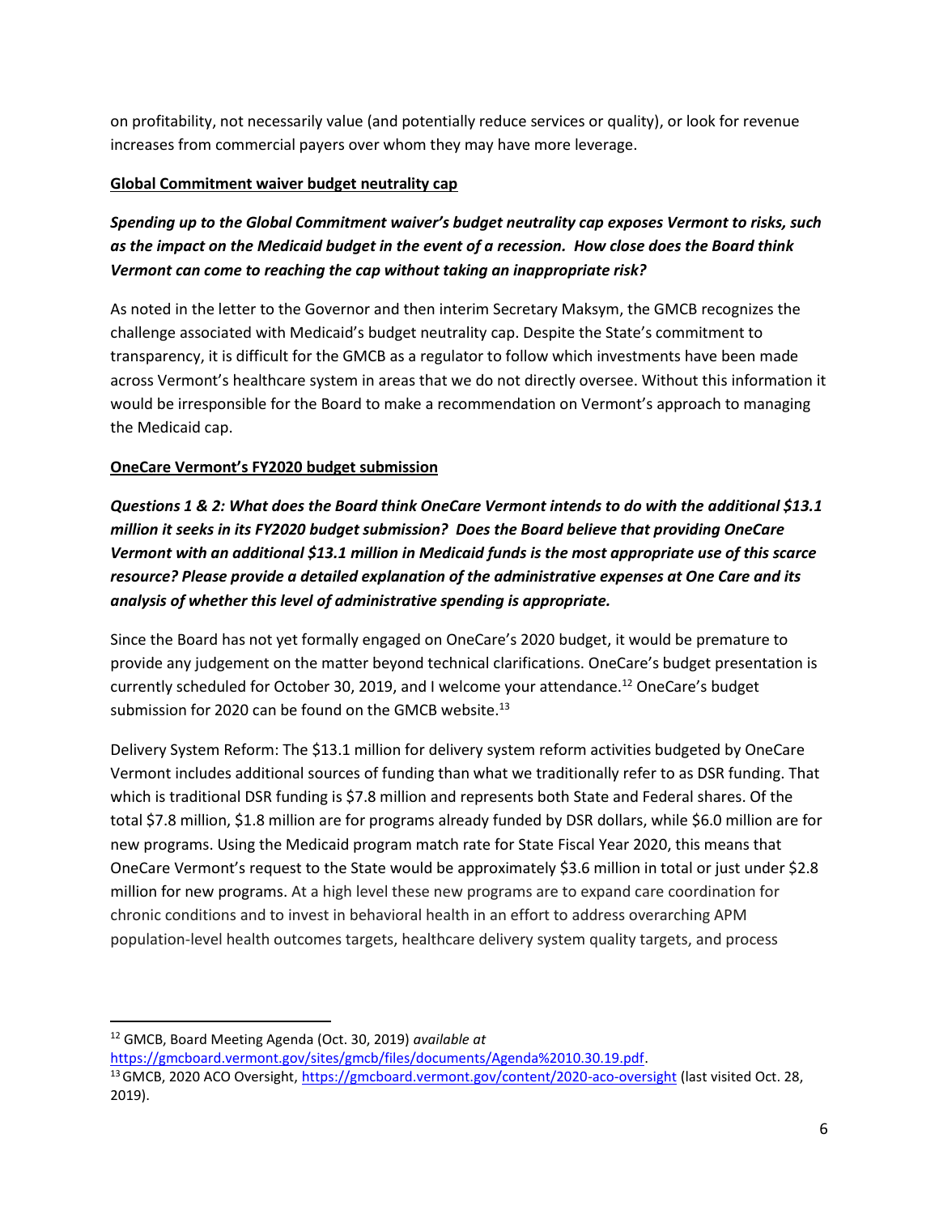on profitability, not necessarily value (and potentially reduce services or quality), or look for revenue increases from commercial payers over whom they may have more leverage.

**Global Commitment waiver budget neutrality cap**

***Spending up to the Global Commitment waiver's budget neutrality cap exposes Vermont to risks, such as the impact on the Medicaid budget in the event of a recession. How close does the Board think Vermont can come to reaching the cap without taking an inappropriate risk?***

As noted in the letter to the Governor and then interim Secretary Maksym, the GMCB recognizes the challenge associated with Medicaid's budget neutrality cap. Despite the State's commitment to transparency, it is difficult for the GMCB as a regulator to follow which investments have been made across Vermont's healthcare system in areas that we do not directly oversee. Without this information it would be irresponsible for the Board to make a recommendation on Vermont's approach to managing the Medicaid cap.

**OneCare Vermont's FY2020 budget submission**

***Questions 1 & 2: What does the Board think OneCare Vermont intends to do with the additional $13.1 million it seeks in its FY2020 budget submission? Does the Board believe that providing OneCare Vermont with an additional $13.1 million in Medicaid funds is the most appropriate use of this scarce resource? Please provide a detailed explanation of the administrative expenses at One Care and its analysis of whether this level of administrative spending is appropriate.***

Since the Board has not yet formally engaged on OneCare's 2020 budget, it would be premature to provide any judgement on the matter beyond technical clarifications. OneCare's budget presentation is currently scheduled for October 30, 2019, and I welcome your attendance.[12] OneCare's budget submission for 2020 can be found on the GMCB website.[13]

Delivery System Reform: The $13.1 million for delivery system reform activities budgeted by OneCare Vermont includes additional sources of funding than what we traditionally refer to as DSR funding. That which is traditional DSR funding is $7.8 million and represents both State and Federal shares. Of the total $7.8 million, $1.8 million are for programs already funded by DSR dollars, while $6.0 million are for new programs. Using the Medicaid program match rate for State Fiscal Year 2020, this means that OneCare Vermont's request to the State would be approximately $3.6 million in total or just under $2.8 million for new programs. At a high level these new programs are to expand care coordination for chronic conditions and to invest in behavioral health in an effort to address overarching APM population-level health outcomes targets, healthcare delivery system quality targets, and process

---

[12] GMCB, Board Meeting Agenda (Oct. 30, 2019) *available at* https://gmcboard.vermont.gov/sites/gmcb/files/documents/Agenda%2010.30.19.pdf.

[13] GMCB, 2020 ACO Oversight, https://gmcboard.vermont.gov/content/2020-aco-oversight (last visited Oct. 28, 2019).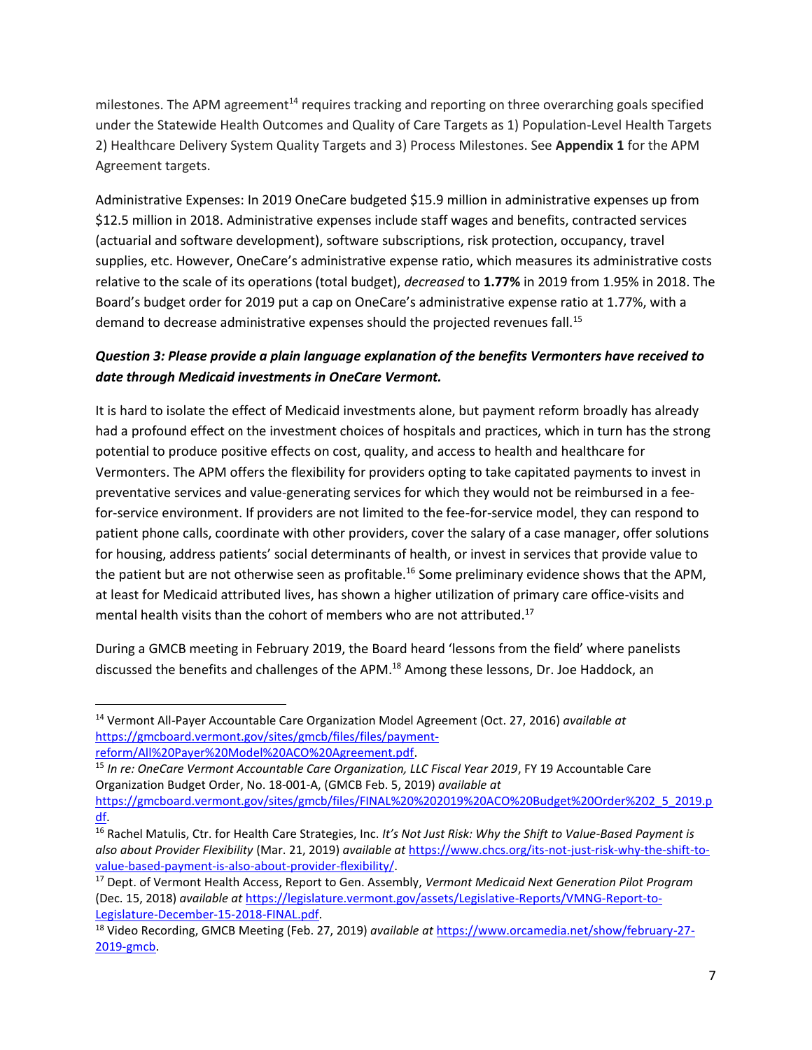milestones. The APM agreement[14] requires tracking and reporting on three overarching goals specified under the Statewide Health Outcomes and Quality of Care Targets as 1) Population-Level Health Targets 2) Healthcare Delivery System Quality Targets and 3) Process Milestones. See **Appendix 1** for the APM Agreement targets.

Administrative Expenses: In 2019 OneCare budgeted $15.9 million in administrative expenses up from $12.5 million in 2018. Administrative expenses include staff wages and benefits, contracted services (actuarial and software development), software subscriptions, risk protection, occupancy, travel supplies, etc. However, OneCare's administrative expense ratio, which measures its administrative costs relative to the scale of its operations (total budget), *decreased* to **1.77%** in 2019 from 1.95% in 2018. The Board's budget order for 2019 put a cap on OneCare's administrative expense ratio at 1.77%, with a demand to decrease administrative expenses should the projected revenues fall.[15]

***Question 3: Please provide a plain language explanation of the benefits Vermonters have received to date through Medicaid investments in OneCare Vermont.***

It is hard to isolate the effect of Medicaid investments alone, but payment reform broadly has already had a profound effect on the investment choices of hospitals and practices, which in turn has the strong potential to produce positive effects on cost, quality, and access to health and healthcare for Vermonters. The APM offers the flexibility for providers opting to take capitated payments to invest in preventative services and value-generating services for which they would not be reimbursed in a fee-for-service environment. If providers are not limited to the fee-for-service model, they can respond to patient phone calls, coordinate with other providers, cover the salary of a case manager, offer solutions for housing, address patients' social determinants of health, or invest in services that provide value to the patient but are not otherwise seen as profitable.[16] Some preliminary evidence shows that the APM, at least for Medicaid attributed lives, has shown a higher utilization of primary care office-visits and mental health visits than the cohort of members who are not attributed.[17]

During a GMCB meeting in February 2019, the Board heard 'lessons from the field' where panelists discussed the benefits and challenges of the APM.[18] Among these lessons, Dr. Joe Haddock, an

---

[14] Vermont All-Payer Accountable Care Organization Model Agreement (Oct. 27, 2016) *available at* https://gmcboard.vermont.gov/sites/gmcb/files/files/payment-reform/All%20Payer%20Model%20ACO%20Agreement.pdf.

[15] *In re: OneCare Vermont Accountable Care Organization, LLC Fiscal Year 2019*, FY 19 Accountable Care Organization Budget Order, No. 18-001-A, (GMCB Feb. 5, 2019) *available at* https://gmcboard.vermont.gov/sites/gmcb/files/FINAL%20%202019%20ACO%20Budget%20Order%202_5_2019.pdf.

[16] Rachel Matulis, Ctr. for Health Care Strategies, Inc. *It's Not Just Risk: Why the Shift to Value-Based Payment is also about Provider Flexibility* (Mar. 21, 2019) *available at* https://www.chcs.org/its-not-just-risk-why-the-shift-to-value-based-payment-is-also-about-provider-flexibility/.

[17] Dept. of Vermont Health Access, Report to Gen. Assembly, *Vermont Medicaid Next Generation Pilot Program* (Dec. 15, 2018) *available at* https://legislature.vermont.gov/assets/Legislative-Reports/VMNG-Report-to-Legislature-December-15-2018-FINAL.pdf.

[18] Video Recording, GMCB Meeting (Feb. 27, 2019) *available at* https://www.orcamedia.net/show/february-27-2019-gmcb.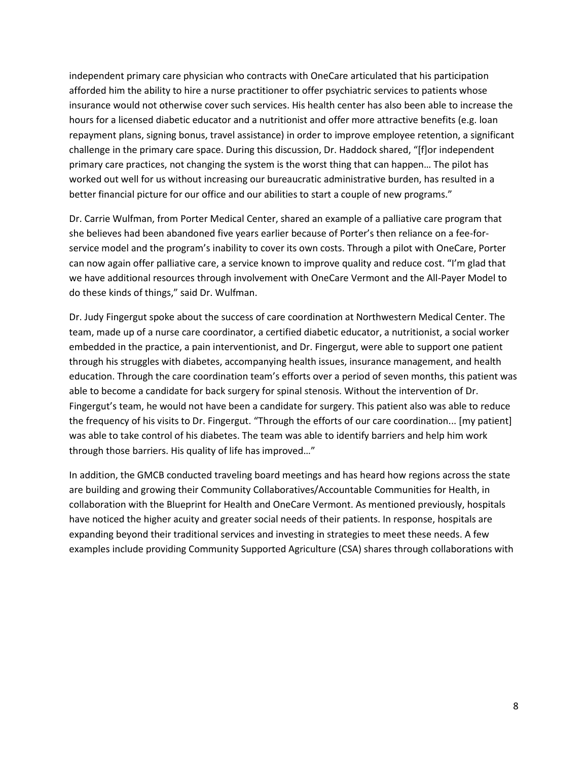independent primary care physician who contracts with OneCare articulated that his participation afforded him the ability to hire a nurse practitioner to offer psychiatric services to patients whose insurance would not otherwise cover such services. His health center has also been able to increase the hours for a licensed diabetic educator and a nutritionist and offer more attractive benefits (e.g. loan repayment plans, signing bonus, travel assistance) in order to improve employee retention, a significant challenge in the primary care space. During this discussion, Dr. Haddock shared, "[f]or independent primary care practices, not changing the system is the worst thing that can happen… The pilot has worked out well for us without increasing our bureaucratic administrative burden, has resulted in a better financial picture for our office and our abilities to start a couple of new programs."

Dr. Carrie Wulfman, from Porter Medical Center, shared an example of a palliative care program that she believes had been abandoned five years earlier because of Porter's then reliance on a fee-for-service model and the program's inability to cover its own costs. Through a pilot with OneCare, Porter can now again offer palliative care, a service known to improve quality and reduce cost. "I'm glad that we have additional resources through involvement with OneCare Vermont and the All-Payer Model to do these kinds of things," said Dr. Wulfman.

Dr. Judy Fingergut spoke about the success of care coordination at Northwestern Medical Center. The team, made up of a nurse care coordinator, a certified diabetic educator, a nutritionist, a social worker embedded in the practice, a pain interventionist, and Dr. Fingergut, were able to support one patient through his struggles with diabetes, accompanying health issues, insurance management, and health education. Through the care coordination team's efforts over a period of seven months, this patient was able to become a candidate for back surgery for spinal stenosis. Without the intervention of Dr. Fingergut's team, he would not have been a candidate for surgery. This patient also was able to reduce the frequency of his visits to Dr. Fingergut. "Through the efforts of our care coordination... [my patient] was able to take control of his diabetes. The team was able to identify barriers and help him work through those barriers. His quality of life has improved…"

In addition, the GMCB conducted traveling board meetings and has heard how regions across the state are building and growing their Community Collaboratives/Accountable Communities for Health, in collaboration with the Blueprint for Health and OneCare Vermont. As mentioned previously, hospitals have noticed the higher acuity and greater social needs of their patients. In response, hospitals are expanding beyond their traditional services and investing in strategies to meet these needs. A few examples include providing Community Supported Agriculture (CSA) shares through collaborations with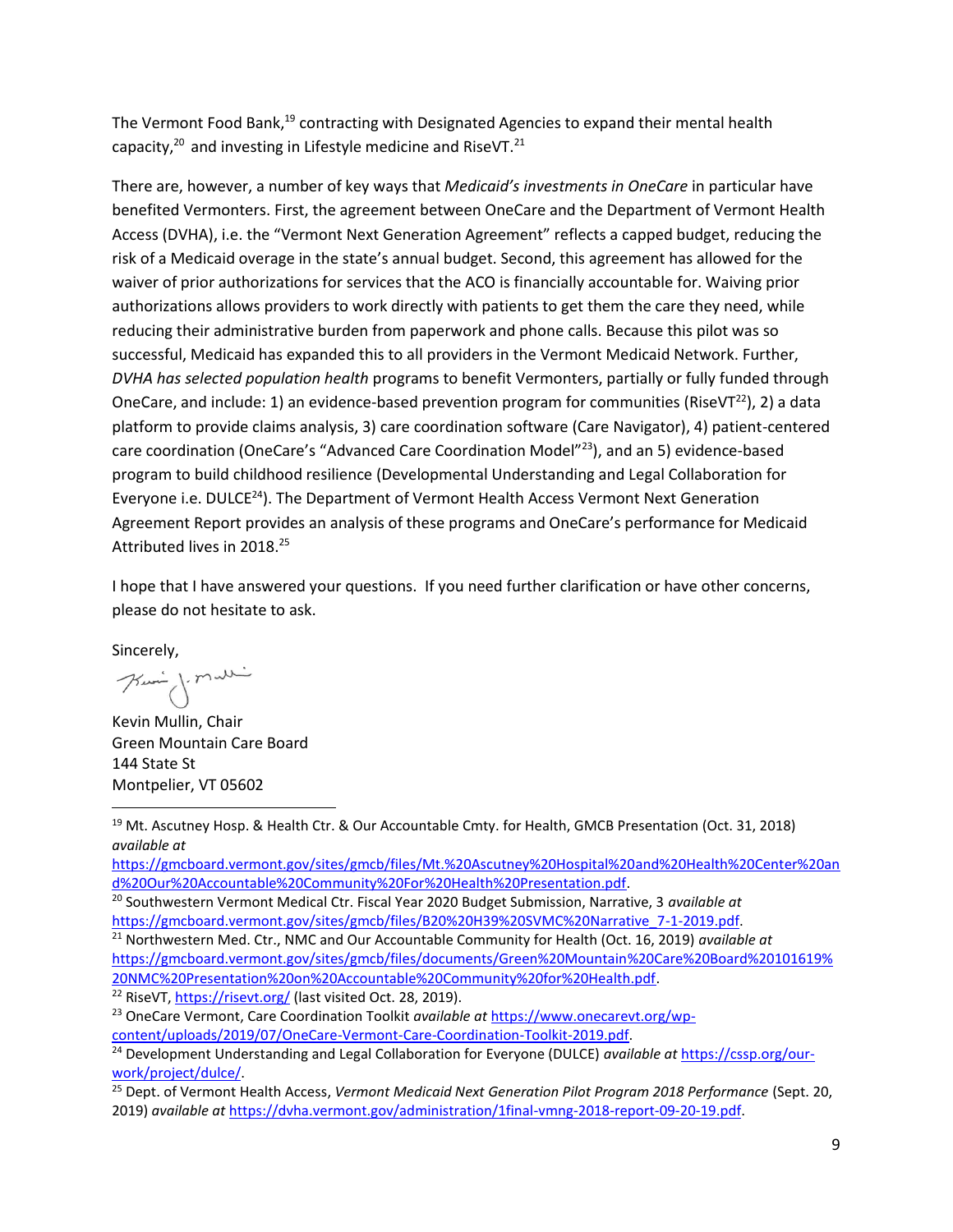The Vermont Food Bank,[19] contracting with Designated Agencies to expand their mental health capacity,[20] and investing in Lifestyle medicine and RiseVT.[21]

There are, however, a number of key ways that *Medicaid's investments in OneCare* in particular have benefited Vermonters. First, the agreement between OneCare and the Department of Vermont Health Access (DVHA), i.e. the "Vermont Next Generation Agreement" reflects a capped budget, reducing the risk of a Medicaid overage in the state's annual budget. Second, this agreement has allowed for the waiver of prior authorizations for services that the ACO is financially accountable for. Waiving prior authorizations allows providers to work directly with patients to get them the care they need, while reducing their administrative burden from paperwork and phone calls. Because this pilot was so successful, Medicaid has expanded this to all providers in the Vermont Medicaid Network. Further, *DVHA has selected population health* programs to benefit Vermonters, partially or fully funded through OneCare, and include: 1) an evidence-based prevention program for communities (RiseVT[22]), 2) a data platform to provide claims analysis, 3) care coordination software (Care Navigator), 4) patient-centered care coordination (OneCare's "Advanced Care Coordination Model"[23]), and an 5) evidence-based program to build childhood resilience (Developmental Understanding and Legal Collaboration for Everyone i.e. DULCE[24]). The Department of Vermont Health Access Vermont Next Generation Agreement Report provides an analysis of these programs and OneCare's performance for Medicaid Attributed lives in 2018.[25]

I hope that I have answered your questions. If you need further clarification or have other concerns, please do not hesitate to ask.

Sincerely,

Kevin Mullin, Chair
Green Mountain Care Board
144 State St
Montpelier, VT 05602

---

[19] Mt. Ascutney Hosp. & Health Ctr. & Our Accountable Cmty. for Health, GMCB Presentation (Oct. 31, 2018) *available at* https://gmcboard.vermont.gov/sites/gmcb/files/Mt.%20Ascutney%20Hospital%20and%20Health%20Center%20and%20Our%20Accountable%20Community%20For%20Health%20Presentation.pdf.

[20] Southwestern Vermont Medical Ctr. Fiscal Year 2020 Budget Submission, Narrative, 3 *available at* https://gmcboard.vermont.gov/sites/gmcb/files/B20%20H39%20SVMC%20Narrative_7-1-2019.pdf.

[21] Northwestern Med. Ctr., NMC and Our Accountable Community for Health (Oct. 16, 2019) *available at* https://gmcboard.vermont.gov/sites/gmcb/files/documents/Green%20Mountain%20Care%20Board%20101619%20NMC%20Presentation%20on%20Accountable%20Community%20for%20Health.pdf.

[22] RiseVT, https://risevt.org/ (last visited Oct. 28, 2019).

[23] OneCare Vermont, Care Coordination Toolkit *available at* https://www.onecarevt.org/wp-content/uploads/2019/07/OneCare-Vermont-Care-Coordination-Toolkit-2019.pdf.

[24] Development Understanding and Legal Collaboration for Everyone (DULCE) *available at* https://cssp.org/our-work/project/dulce/.

[25] Dept. of Vermont Health Access, *Vermont Medicaid Next Generation Pilot Program 2018 Performance* (Sept. 20, 2019) *available at* https://dvha.vermont.gov/administration/1final-vmng-2018-report-09-20-19.pdf.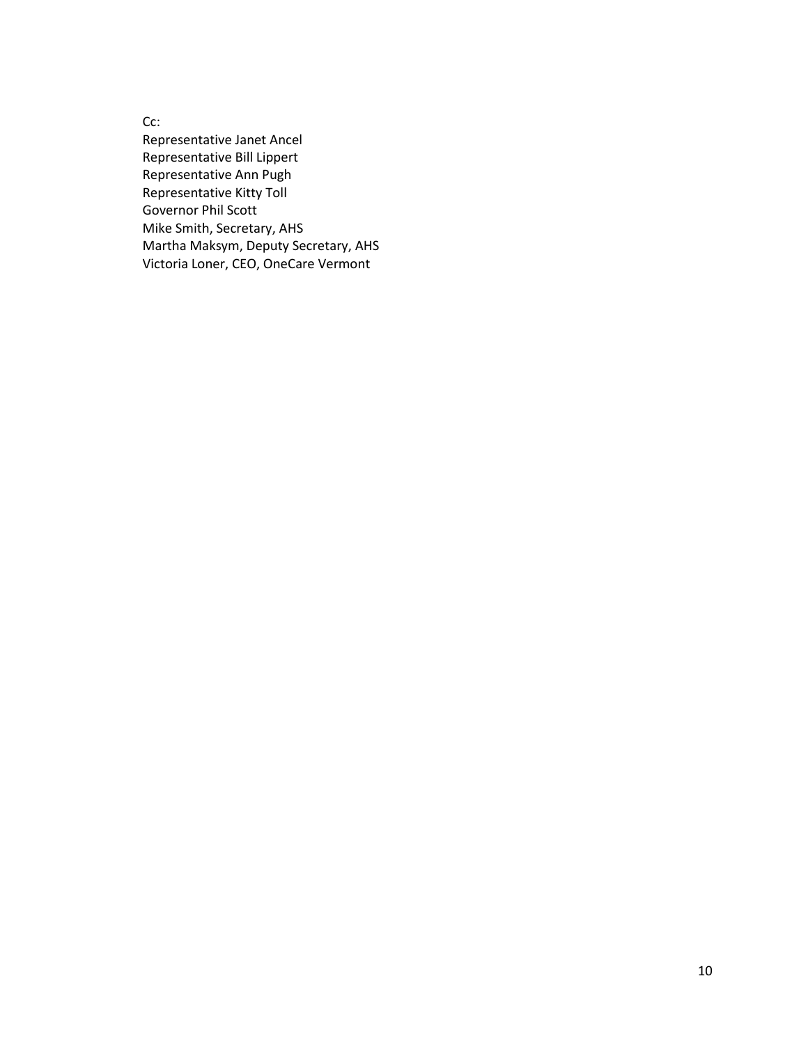Cc:
Representative Janet Ancel
Representative Bill Lippert
Representative Ann Pugh
Representative Kitty Toll
Governor Phil Scott
Mike Smith, Secretary, AHS
Martha Maksym, Deputy Secretary, AHS
Victoria Loner, CEO, OneCare Vermont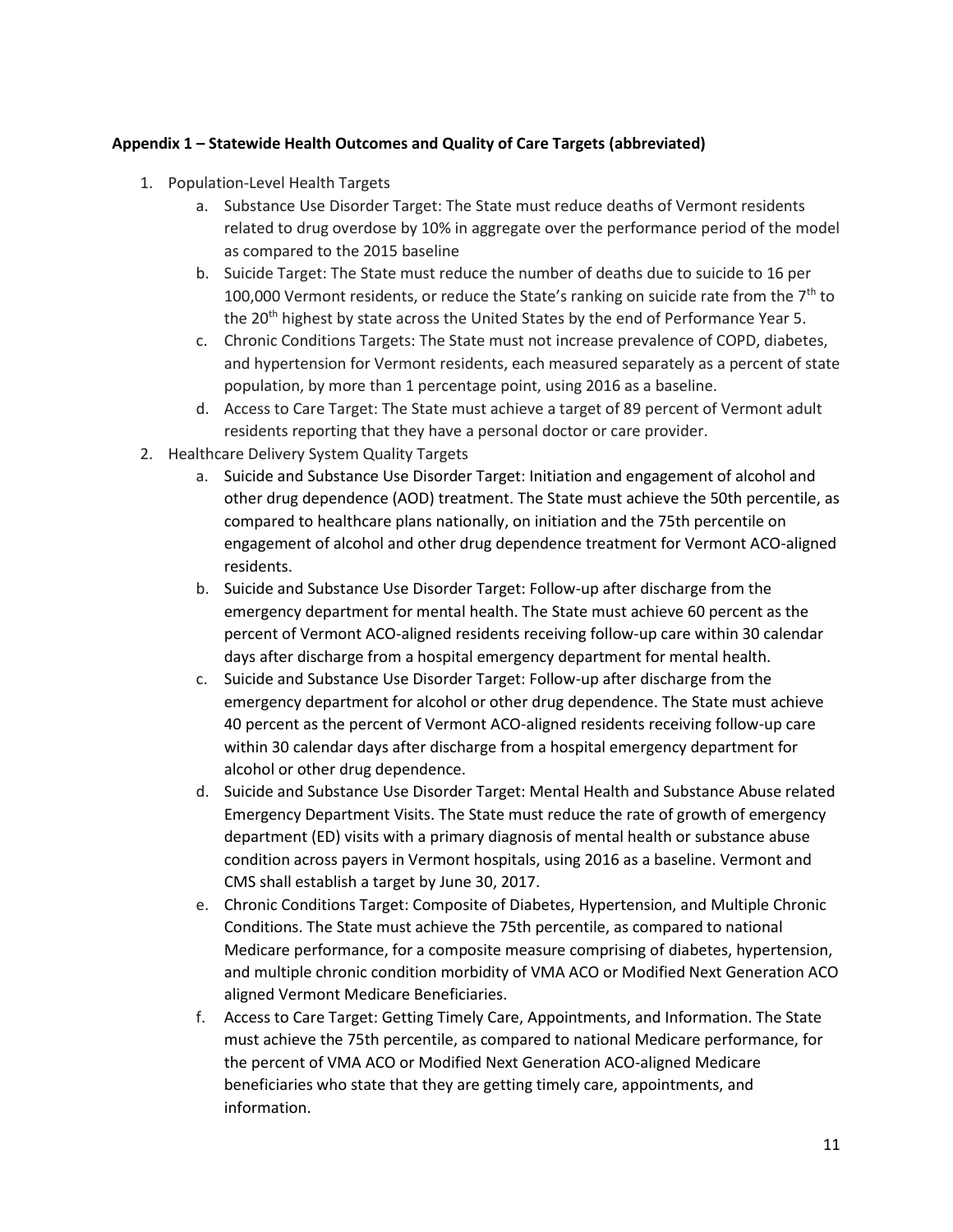**Appendix 1 – Statewide Health Outcomes and Quality of Care Targets (abbreviated)**

1. Population-Level Health Targets
    a. Substance Use Disorder Target: The State must reduce deaths of Vermont residents related to drug overdose by 10% in aggregate over the performance period of the model as compared to the 2015 baseline
    b. Suicide Target: The State must reduce the number of deaths due to suicide to 16 per 100,000 Vermont residents, or reduce the State's ranking on suicide rate from the 7th to the 20th highest by state across the United States by the end of Performance Year 5.
    c. Chronic Conditions Targets: The State must not increase prevalence of COPD, diabetes, and hypertension for Vermont residents, each measured separately as a percent of state population, by more than 1 percentage point, using 2016 as a baseline.
    d. Access to Care Target: The State must achieve a target of 89 percent of Vermont adult residents reporting that they have a personal doctor or care provider.
2. Healthcare Delivery System Quality Targets
    a. Suicide and Substance Use Disorder Target: Initiation and engagement of alcohol and other drug dependence (AOD) treatment. The State must achieve the 50th percentile, as compared to healthcare plans nationally, on initiation and the 75th percentile on engagement of alcohol and other drug dependence treatment for Vermont ACO-aligned residents.
    b. Suicide and Substance Use Disorder Target: Follow-up after discharge from the emergency department for mental health. The State must achieve 60 percent as the percent of Vermont ACO-aligned residents receiving follow-up care within 30 calendar days after discharge from a hospital emergency department for mental health.
    c. Suicide and Substance Use Disorder Target: Follow-up after discharge from the emergency department for alcohol or other drug dependence. The State must achieve 40 percent as the percent of Vermont ACO-aligned residents receiving follow-up care within 30 calendar days after discharge from a hospital emergency department for alcohol or other drug dependence.
    d. Suicide and Substance Use Disorder Target: Mental Health and Substance Abuse related Emergency Department Visits. The State must reduce the rate of growth of emergency department (ED) visits with a primary diagnosis of mental health or substance abuse condition across payers in Vermont hospitals, using 2016 as a baseline. Vermont and CMS shall establish a target by June 30, 2017.
    e. Chronic Conditions Target: Composite of Diabetes, Hypertension, and Multiple Chronic Conditions. The State must achieve the 75th percentile, as compared to national Medicare performance, for a composite measure comprising of diabetes, hypertension, and multiple chronic condition morbidity of VMA ACO or Modified Next Generation ACO aligned Vermont Medicare Beneficiaries.
    f. Access to Care Target: Getting Timely Care, Appointments, and Information. The State must achieve the 75th percentile, as compared to national Medicare performance, for the percent of VMA ACO or Modified Next Generation ACO-aligned Medicare beneficiaries who state that they are getting timely care, appointments, and information.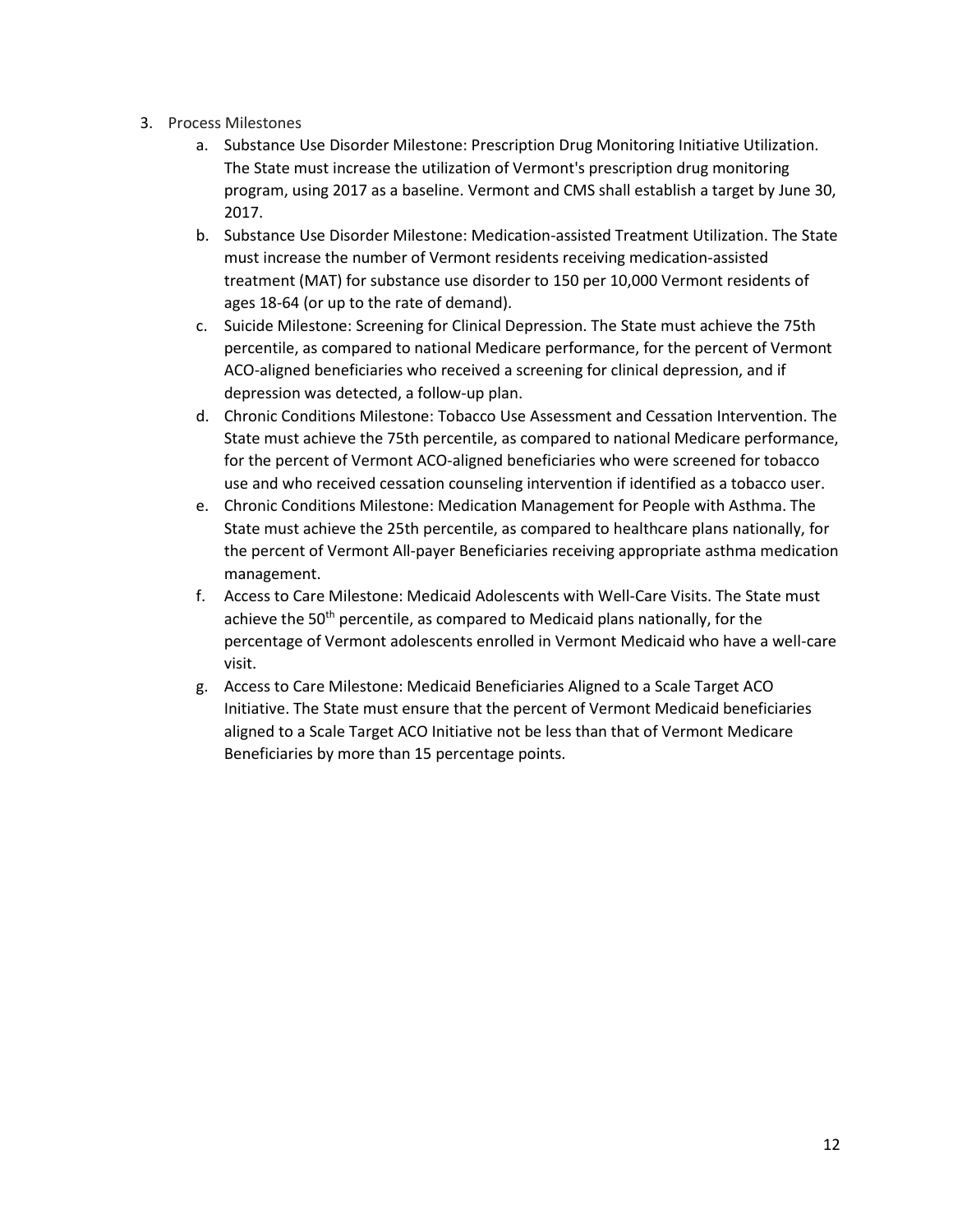3. Process Milestones
   a. Substance Use Disorder Milestone: Prescription Drug Monitoring Initiative Utilization. The State must increase the utilization of Vermont's prescription drug monitoring program, using 2017 as a baseline. Vermont and CMS shall establish a target by June 30, 2017.
   b. Substance Use Disorder Milestone: Medication-assisted Treatment Utilization. The State must increase the number of Vermont residents receiving medication-assisted treatment (MAT) for substance use disorder to 150 per 10,000 Vermont residents of ages 18-64 (or up to the rate of demand).
   c. Suicide Milestone: Screening for Clinical Depression. The State must achieve the 75th percentile, as compared to national Medicare performance, for the percent of Vermont ACO-aligned beneficiaries who received a screening for clinical depression, and if depression was detected, a follow-up plan.
   d. Chronic Conditions Milestone: Tobacco Use Assessment and Cessation Intervention. The State must achieve the 75th percentile, as compared to national Medicare performance, for the percent of Vermont ACO-aligned beneficiaries who were screened for tobacco use and who received cessation counseling intervention if identified as a tobacco user.
   e. Chronic Conditions Milestone: Medication Management for People with Asthma. The State must achieve the 25th percentile, as compared to healthcare plans nationally, for the percent of Vermont All-payer Beneficiaries receiving appropriate asthma medication management.
   f. Access to Care Milestone: Medicaid Adolescents with Well-Care Visits. The State must achieve the 50th percentile, as compared to Medicaid plans nationally, for the percentage of Vermont adolescents enrolled in Vermont Medicaid who have a well-care visit.
   g. Access to Care Milestone: Medicaid Beneficiaries Aligned to a Scale Target ACO Initiative. The State must ensure that the percent of Vermont Medicaid beneficiaries aligned to a Scale Target ACO Initiative not be less than that of Vermont Medicare Beneficiaries by more than 15 percentage points.